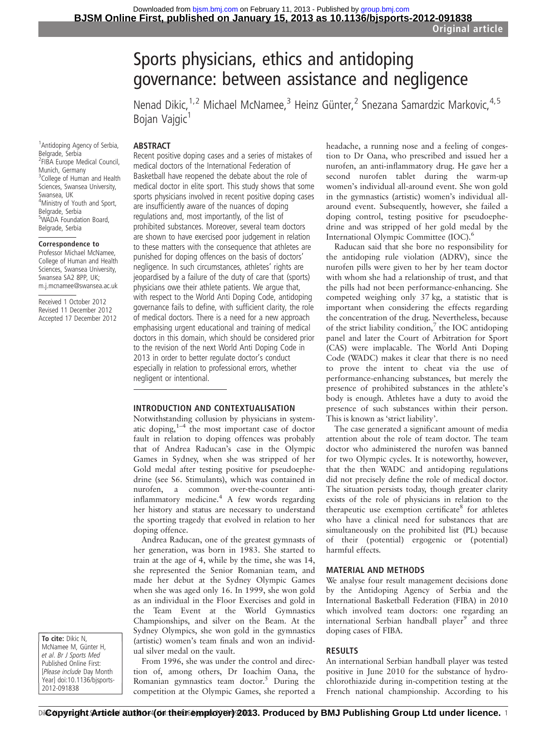# Sports physicians, ethics and antidoping governance: between assistance and negligence

Nenad Dikic,[1,2] Michael McNamee,[3] Heinz Günter,[2] Snezana Samardzic Markovic,[4,5] Bojan Vajgic[1]

[1]Antidoping Agency of Serbia, Belgrade, Serbia
[2]FIBA Europe Medical Council, Munich, Germany
[3]College of Human and Health Sciences, Swansea University, Swansea, UK
[4]Ministry of Youth and Sport, Belgrade, Serbia
[5]WADA Foundation Board, Belgrade, Serbia

**Correspondence to**
Professor Michael McNamee, College of Human and Health Sciences, Swansea University, Swansea SA2 8PP, UK; m.j.mcnamee@swansea.ac.uk

Received 1 October 2012
Revised 11 December 2012
Accepted 17 December 2012

**To cite:** Dikic N, McNamee M, Günter H, *et al. Br J Sports Med* Published Online First: [*Please include* Day Month Year] doi:10.1136/bjsports-2012-091838

## ABSTRACT

Recent positive doping cases and a series of mistakes of medical doctors of the International Federation of Basketball have reopened the debate about the role of medical doctor in elite sport. This study shows that some sports physicians involved in recent positive doping cases are insufficiently aware of the nuances of doping regulations and, most importantly, of the list of prohibited substances. Moreover, several team doctors are shown to have exercised poor judgement in relation to these matters with the consequence that athletes are punished for doping offences on the basis of doctors' negligence. In such circumstances, athletes' rights are jeopardised by a failure of the duty of care that (sports) physicians owe their athlete patients. We argue that, with respect to the World Anti Doping Code, antidoping governance fails to define, with sufficient clarity, the role of medical doctors. There is a need for a new approach emphasising urgent educational and training of medical doctors in this domain, which should be considered prior to the revision of the next World Anti Doping Code in 2013 in order to better regulate doctor's conduct especially in relation to professional errors, whether negligent or intentional.

## INTRODUCTION AND CONTEXTUALISATION

Notwithstanding collusion by physicians in systematic doping,[1–4] the most important case of doctor fault in relation to doping offences was probably that of Andrea Raducan's case in the Olympic Games in Sydney, when she was stripped of her Gold medal after testing positive for pseudoephedrine (see S6. Stimulants), which was contained in nurofen, a common over-the-counter anti-inflammatory medicine.[4] A few words regarding her history and status are necessary to understand the sporting tragedy that evolved in relation to her doping offence.

Andrea Raducan, one of the greatest gymnasts of her generation, was born in 1983. She started to train at the age of 4, while by the time, she was 14, she represented the Senior Romanian team, and made her debut at the Sydney Olympic Games when she was aged only 16. In 1999, she won gold as an individual in the Floor Exercises and gold in the Team Event at the World Gymnastics Championships, and silver on the Beam. At the Sydney Olympics, she won gold in the gymnastics (artistic) women's team finals and won an individual silver medal on the vault.

From 1996, she was under the control and direction of, among others, Dr Ioachim Oana, the Romanian gymnastics team doctor.[5] During the competition at the Olympic Games, she reported a headache, a running nose and a feeling of congestion to Dr Oana, who prescribed and issued her a nurofen, an anti-inflammatory drug. He gave her a second nurofen tablet during the warm-up women's individual all-around event. She won gold in the gymnastics (artistic) women's individual all-around event. Subsequently, however, she failed a doping control, testing positive for pseudoephedrine and was stripped of her gold medal by the International Olympic Committee (IOC).[6]

Raducan said that she bore no responsibility for the antidoping rule violation (ADRV), since the nurofen pills were given to her by her team doctor with whom she had a relationship of trust, and that the pills had not been performance-enhancing. She competed weighing only 37 kg, a statistic that is important when considering the effects regarding the concentration of the drug. Nevertheless, because of the strict liability condition,[7] the IOC antidoping panel and later the Court of Arbitration for Sport (CAS) were implacable. The World Anti Doping Code (WADC) makes it clear that there is no need to prove the intent to cheat via the use of performance-enhancing substances, but merely the presence of prohibited substances in the athlete's body is enough. Athletes have a duty to avoid the presence of such substances within their person. This is known as 'strict liability'.

The case generated a significant amount of media attention about the role of team doctor. The team doctor who administered the nurofen was banned for two Olympic cycles. It is noteworthy, however, that the then WADC and antidoping regulations did not precisely define the role of medical doctor. The situation persists today, though greater clarity exists of the role of physicians in relation to the therapeutic use exemption certificate[8] for athletes who have a clinical need for substances that are simultaneously on the prohibited list (PL) because of their (potential) ergogenic or (potential) harmful effects.

## MATERIAL AND METHODS

We analyse four result management decisions done by the Antidoping Agency of Serbia and the International Basketball Federation (FIBA) in 2010 which involved team doctors: one regarding an international Serbian handball player[9] and three doping cases of FIBA.

## RESULTS

An international Serbian handball player was tested positive in June 2010 for the substance of hydrochlorothiazide during in-competition testing at the French national championship. According to his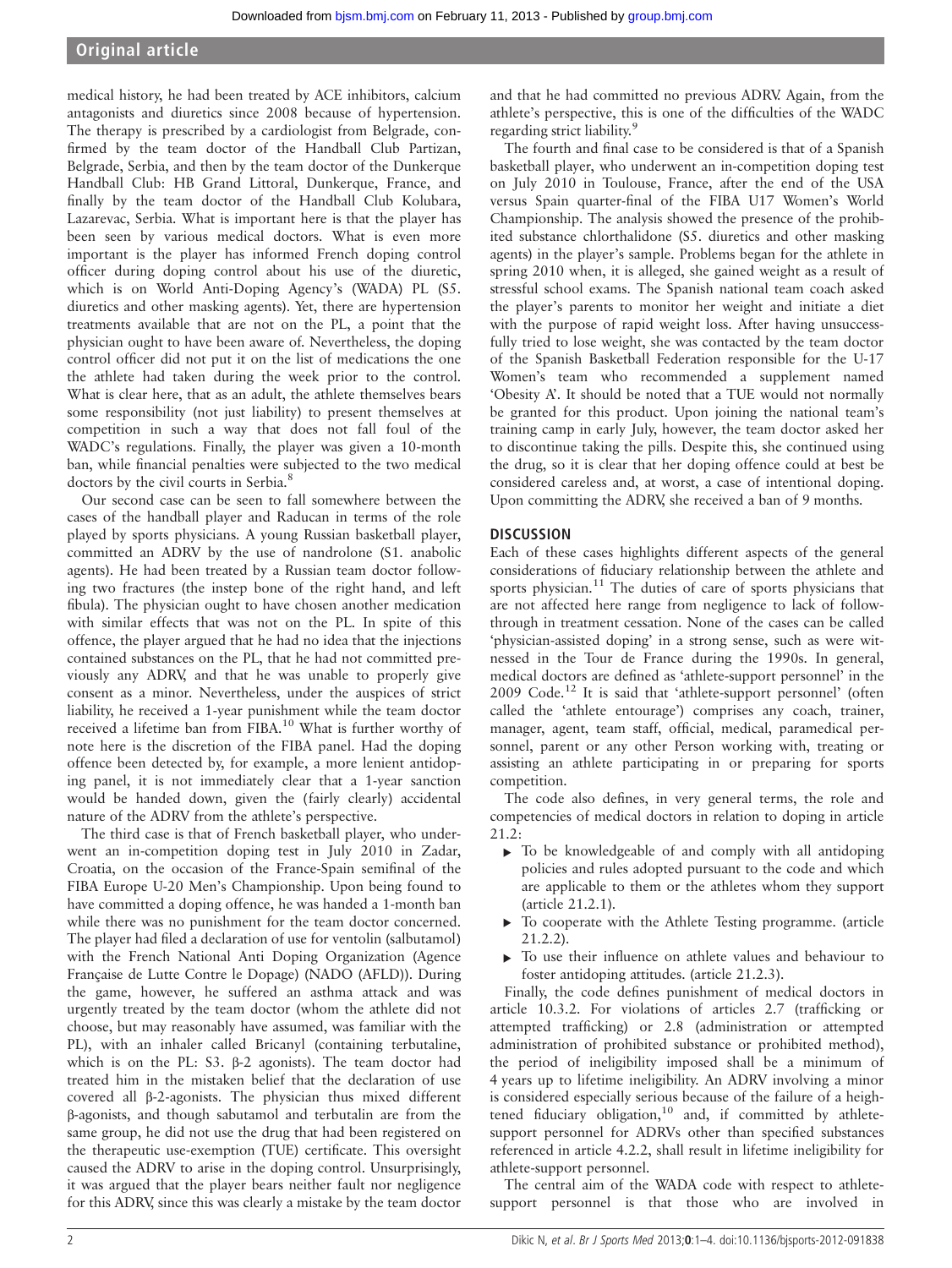medical history, he had been treated by ACE inhibitors, calcium antagonists and diuretics since 2008 because of hypertension. The therapy is prescribed by a cardiologist from Belgrade, confirmed by the team doctor of the Handball Club Partizan, Belgrade, Serbia, and then by the team doctor of the Dunkerque Handball Club: HB Grand Littoral, Dunkerque, France, and finally by the team doctor of the Handball Club Kolubara, Lazarevac, Serbia. What is important here is that the player has been seen by various medical doctors. What is even more important is the player has informed French doping control officer during doping control about his use of the diuretic, which is on World Anti-Doping Agency's (WADA) PL (S5. diuretics and other masking agents). Yet, there are hypertension treatments available that are not on the PL, a point that the physician ought to have been aware of. Nevertheless, the doping control officer did not put it on the list of medications the one the athlete had taken during the week prior to the control. What is clear here, that as an adult, the athlete themselves bears some responsibility (not just liability) to present themselves at competition in such a way that does not fall foul of the WADC's regulations. Finally, the player was given a 10-month ban, while financial penalties were subjected to the two medical doctors by the civil courts in Serbia.[8]

Our second case can be seen to fall somewhere between the cases of the handball player and Raducan in terms of the role played by sports physicians. A young Russian basketball player, committed an ADRV by the use of nandrolone (S1. anabolic agents). He had been treated by a Russian team doctor following two fractures (the instep bone of the right hand, and left fibula). The physician ought to have chosen another medication with similar effects that was not on the PL. In spite of this offence, the player argued that he had no idea that the injections contained substances on the PL, that he had not committed previously any ADRV, and that he was unable to properly give consent as a minor. Nevertheless, under the auspices of strict liability, he received a 1-year punishment while the team doctor received a lifetime ban from FIBA.[10] What is further worthy of note here is the discretion of the FIBA panel. Had the doping offence been detected by, for example, a more lenient antidoping panel, it is not immediately clear that a 1-year sanction would be handed down, given the (fairly clearly) accidental nature of the ADRV from the athlete's perspective.

The third case is that of French basketball player, who underwent an in-competition doping test in July 2010 in Zadar, Croatia, on the occasion of the France-Spain semifinal of the FIBA Europe U-20 Men's Championship. Upon being found to have committed a doping offence, he was handed a 1-month ban while there was no punishment for the team doctor concerned. The player had filed a declaration of use for ventolin (salbutamol) with the French National Anti Doping Organization (Agence Française de Lutte Contre le Dopage) (NADO (AFLD)). During the game, however, he suffered an asthma attack and was urgently treated by the team doctor (whom the athlete did not choose, but may reasonably have assumed, was familiar with the PL), with an inhaler called Bricanyl (containing terbutaline, which is on the PL: S3. β-2 agonists). The team doctor had treated him in the mistaken belief that the declaration of use covered all β-2-agonists. The physician thus mixed different β-agonists, and though sabutamol and terbutalin are from the same group, he did not use the drug that had been registered on the therapeutic use-exemption (TUE) certificate. This oversight caused the ADRV to arise in the doping control. Unsurprisingly, it was argued that the player bears neither fault nor negligence for this ADRV, since this was clearly a mistake by the team doctor and that he had committed no previous ADRV. Again, from the athlete's perspective, this is one of the difficulties of the WADC regarding strict liability.[9]

The fourth and final case to be considered is that of a Spanish basketball player, who underwent an in-competition doping test on July 2010 in Toulouse, France, after the end of the USA versus Spain quarter-final of the FIBA U17 Women's World Championship. The analysis showed the presence of the prohibited substance chlorthalidone (S5. diuretics and other masking agents) in the player's sample. Problems began for the athlete in spring 2010 when, it is alleged, she gained weight as a result of stressful school exams. The Spanish national team coach asked the player's parents to monitor her weight and initiate a diet with the purpose of rapid weight loss. After having unsuccessfully tried to lose weight, she was contacted by the team doctor of the Spanish Basketball Federation responsible for the U-17 Women's team who recommended a supplement named 'Obesity A'. It should be noted that a TUE would not normally be granted for this product. Upon joining the national team's training camp in early July, however, the team doctor asked her to discontinue taking the pills. Despite this, she continued using the drug, so it is clear that her doping offence could at best be considered careless and, at worst, a case of intentional doping. Upon committing the ADRV, she received a ban of 9 months.

## DISCUSSION

Each of these cases highlights different aspects of the general considerations of fiduciary relationship between the athlete and sports physician.[11] The duties of care of sports physicians that are not affected here range from negligence to lack of follow-through in treatment cessation. None of the cases can be called 'physician-assisted doping' in a strong sense, such as were witnessed in the Tour de France during the 1990s. In general, medical doctors are defined as 'athlete-support personnel' in the 2009 Code.[12] It is said that 'athlete-support personnel' (often called the 'athlete entourage') comprises any coach, trainer, manager, agent, team staff, official, medical, paramedical personnel, parent or any other Person working with, treating or assisting an athlete participating in or preparing for sports competition.

The code also defines, in very general terms, the role and competencies of medical doctors in relation to doping in article 21.2:

- To be knowledgeable of and comply with all antidoping policies and rules adopted pursuant to the code and which are applicable to them or the athletes whom they support (article 21.2.1).
- To cooperate with the Athlete Testing programme. (article 21.2.2).
- To use their influence on athlete values and behaviour to foster antidoping attitudes. (article 21.2.3).

Finally, the code defines punishment of medical doctors in article 10.3.2. For violations of articles 2.7 (trafficking or attempted trafficking) or 2.8 (administration or attempted administration of prohibited substance or prohibited method), the period of ineligibility imposed shall be a minimum of 4 years up to lifetime ineligibility. An ADRV involving a minor is considered especially serious because of the failure of a heightened fiduciary obligation,[10] and, if committed by athlete-support personnel for ADRVs other than specified substances referenced in article 4.2.2, shall result in lifetime ineligibility for athlete-support personnel.

The central aim of the WADA code with respect to athlete-support personnel is that those who are involved in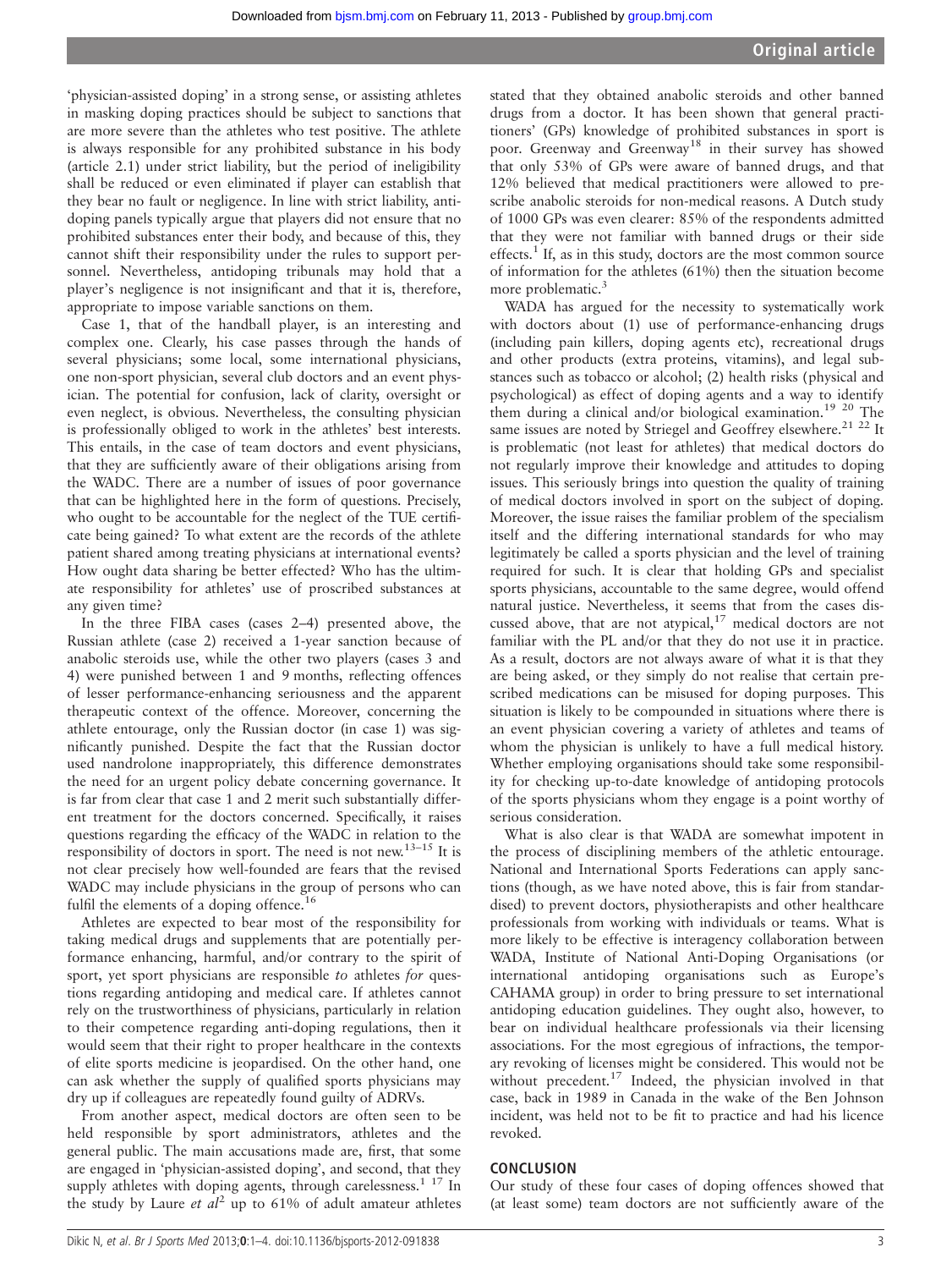'physician-assisted doping' in a strong sense, or assisting athletes in masking doping practices should be subject to sanctions that are more severe than the athletes who test positive. The athlete is always responsible for any prohibited substance in his body (article 2.1) under strict liability, but the period of ineligibility shall be reduced or even eliminated if player can establish that they bear no fault or negligence. In line with strict liability, antidoping panels typically argue that players did not ensure that no prohibited substances enter their body, and because of this, they cannot shift their responsibility under the rules to support personnel. Nevertheless, antidoping tribunals may hold that a player's negligence is not insignificant and that it is, therefore, appropriate to impose variable sanctions on them.

Case 1, that of the handball player, is an interesting and complex one. Clearly, his case passes through the hands of several physicians; some local, some international physicians, one non-sport physician, several club doctors and an event physician. The potential for confusion, lack of clarity, oversight or even neglect, is obvious. Nevertheless, the consulting physician is professionally obliged to work in the athletes' best interests. This entails, in the case of team doctors and event physicians, that they are sufficiently aware of their obligations arising from the WADC. There are a number of issues of poor governance that can be highlighted here in the form of questions. Precisely, who ought to be accountable for the neglect of the TUE certificate being gained? To what extent are the records of the athlete patient shared among treating physicians at international events? How ought data sharing be better effected? Who has the ultimate responsibility for athletes' use of proscribed substances at any given time?

In the three FIBA cases (cases 2–4) presented above, the Russian athlete (case 2) received a 1-year sanction because of anabolic steroids use, while the other two players (cases 3 and 4) were punished between 1 and 9 months, reflecting offences of lesser performance-enhancing seriousness and the apparent therapeutic context of the offence. Moreover, concerning the athlete entourage, only the Russian doctor (in case 1) was significantly punished. Despite the fact that the Russian doctor used nandrolone inappropriately, this difference demonstrates the need for an urgent policy debate concerning governance. It is far from clear that case 1 and 2 merit such substantially different treatment for the doctors concerned. Specifically, it raises questions regarding the efficacy of the WADC in relation to the responsibility of doctors in sport. The need is not new.[13–15] It is not clear precisely how well-founded are fears that the revised WADC may include physicians in the group of persons who can fulfil the elements of a doping offence.[16]

Athletes are expected to bear most of the responsibility for taking medical drugs and supplements that are potentially performance enhancing, harmful, and/or contrary to the spirit of sport, yet sport physicians are responsible *to* athletes *for* questions regarding antidoping and medical care. If athletes cannot rely on the trustworthiness of physicians, particularly in relation to their competence regarding anti-doping regulations, then it would seem that their right to proper healthcare in the contexts of elite sports medicine is jeopardised. On the other hand, one can ask whether the supply of qualified sports physicians may dry up if colleagues are repeatedly found guilty of ADRVs.

From another aspect, medical doctors are often seen to be held responsible by sport administrators, athletes and the general public. The main accusations made are, first, that some are engaged in 'physician-assisted doping', and second, that they supply athletes with doping agents, through carelessness.[1 17] In the study by Laure *et al*[2] up to 61% of adult amateur athletes stated that they obtained anabolic steroids and other banned drugs from a doctor. It has been shown that general practitioners' (GPs) knowledge of prohibited substances in sport is poor. Greenway and Greenway[18] in their survey has showed that only 53% of GPs were aware of banned drugs, and that 12% believed that medical practitioners were allowed to prescribe anabolic steroids for non-medical reasons. A Dutch study of 1000 GPs was even clearer: 85% of the respondents admitted that they were not familiar with banned drugs or their side effects.[1] If, as in this study, doctors are the most common source of information for the athletes (61%) then the situation become more problematic.[3]

WADA has argued for the necessity to systematically work with doctors about (1) use of performance-enhancing drugs (including pain killers, doping agents etc), recreational drugs and other products (extra proteins, vitamins), and legal substances such as tobacco or alcohol; (2) health risks (physical and psychological) as effect of doping agents and a way to identify them during a clinical and/or biological examination.[19 20] The same issues are noted by Striegel and Geoffrey elsewhere.[21 22] It is problematic (not least for athletes) that medical doctors do not regularly improve their knowledge and attitudes to doping issues. This seriously brings into question the quality of training of medical doctors involved in sport on the subject of doping. Moreover, the issue raises the familiar problem of the specialism itself and the differing international standards for who may legitimately be called a sports physician and the level of training required for such. It is clear that holding GPs and specialist sports physicians, accountable to the same degree, would offend natural justice. Nevertheless, it seems that from the cases discussed above, that are not atypical,[17] medical doctors are not familiar with the PL and/or that they do not use it in practice. As a result, doctors are not always aware of what it is that they are being asked, or they simply do not realise that certain prescribed medications can be misused for doping purposes. This situation is likely to be compounded in situations where there is an event physician covering a variety of athletes and teams of whom the physician is unlikely to have a full medical history. Whether employing organisations should take some responsibility for checking up-to-date knowledge of antidoping protocols of the sports physicians whom they engage is a point worthy of serious consideration.

What is also clear is that WADA are somewhat impotent in the process of disciplining members of the athletic entourage. National and International Sports Federations can apply sanctions (though, as we have noted above, this is fair from standardised) to prevent doctors, physiotherapists and other healthcare professionals from working with individuals or teams. What is more likely to be effective is interagency collaboration between WADA, Institute of National Anti-Doping Organisations (or international antidoping organisations such as Europe's CAHAMA group) in order to bring pressure to set international antidoping education guidelines. They ought also, however, to bear on individual healthcare professionals via their licensing associations. For the most egregious of infractions, the temporary revoking of licenses might be considered. This would not be without precedent.[17] Indeed, the physician involved in that case, back in 1989 in Canada in the wake of the Ben Johnson incident, was held not to be fit to practice and had his licence revoked.

## CONCLUSION

Our study of these four cases of doping offences showed that (at least some) team doctors are not sufficiently aware of the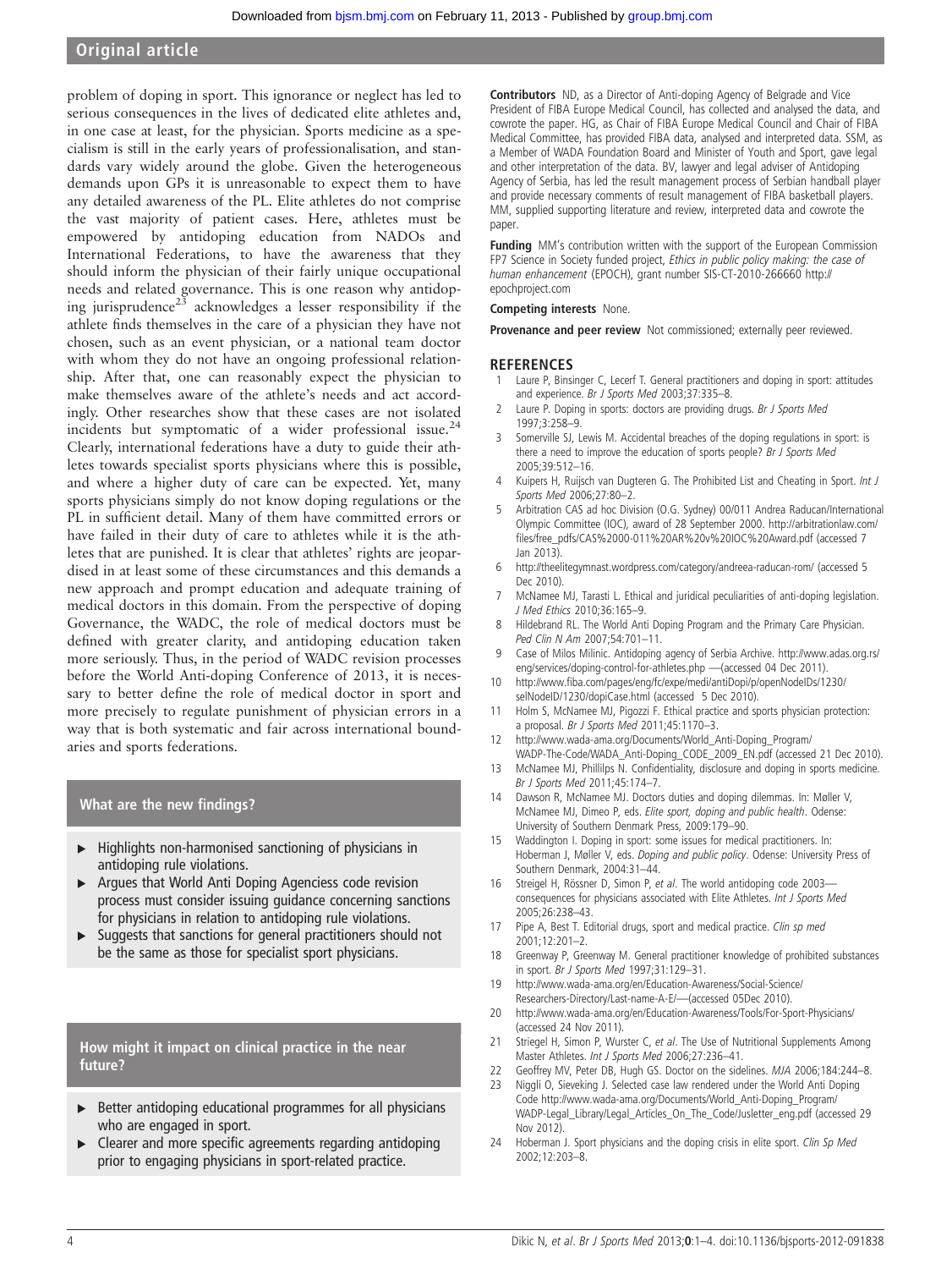problem of doping in sport. This ignorance or neglect has led to serious consequences in the lives of dedicated elite athletes and, in one case at least, for the physician. Sports medicine as a specialism is still in the early years of professionalisation, and standards vary widely around the globe. Given the heterogeneous demands upon GPs it is unreasonable to expect them to have any detailed awareness of the PL. Elite athletes do not comprise the vast majority of patient cases. Here, athletes must be empowered by antidoping education from NADOs and International Federations, to have the awareness that they should inform the physician of their fairly unique occupational needs and related governance. This is one reason why antidoping jurisprudence[23] acknowledges a lesser responsibility if the athlete finds themselves in the care of a physician they have not chosen, such as an event physician, or a national team doctor with whom they do not have an ongoing professional relationship. After that, one can reasonably expect the physician to make themselves aware of the athlete's needs and act accordingly. Other researches show that these cases are not isolated incidents but symptomatic of a wider professional issue.[24] Clearly, international federations have a duty to guide their athletes towards specialist sports physicians where this is possible, and where a higher duty of care can be expected. Yet, many sports physicians simply do not know doping regulations or the PL in sufficient detail. Many of them have committed errors or have failed in their duty of care to athletes while it is the athletes that are punished. It is clear that athletes' rights are jeopardised in at least some of these circumstances and this demands a new approach and prompt education and adequate training of medical doctors in this domain. From the perspective of doping Governance, the WADC, the role of medical doctors must be defined with greater clarity, and antidoping education taken more seriously. Thus, in the period of WADC revision processes before the World Anti-doping Conference of 2013, it is necessary to better define the role of medical doctor in sport and more precisely to regulate punishment of physician errors in a way that is both systematic and fair across international boundaries and sports federations.

### What are the new findings?

- Highlights non-harmonised sanctioning of physicians in antidoping rule violations.
- Argues that World Anti Doping Agenciess code revision process must consider issuing guidance concerning sanctions for physicians in relation to antidoping rule violations.
- Suggests that sanctions for general practitioners should not be the same as those for specialist sport physicians.

### How might it impact on clinical practice in the near future?

- Better antidoping educational programmes for all physicians who are engaged in sport.
- Clearer and more specific agreements regarding antidoping prior to engaging physicians in sport-related practice.

**Contributors** ND, as a Director of Anti-doping Agency of Belgrade and Vice President of FIBA Europe Medical Council, has collected and analysed the data, and cowrote the paper. HG, as Chair of FIBA Europe Medical Council and Chair of FIBA Medical Committee, has provided FIBA data, analysed and interpreted data. SSM, as a Member of WADA Foundation Board and Minister of Youth and Sport, gave legal and other interpretation of the data. BV, lawyer and legal adviser of Antidoping Agency of Serbia, has led the result management process of Serbian handball player and provide necessary comments of result management of FIBA basketball players. MM, supplied supporting literature and review, interpreted data and cowrote the paper.

**Funding** MM's contribution written with the support of the European Commission FP7 Science in Society funded project, *Ethics in public policy making: the case of human enhancement* (EPOCH), grant number SIS-CT-2010-266660 http://epochproject.com

**Competing interests** None.

**Provenance and peer review** Not commissioned; externally peer reviewed.

## REFERENCES

1. Laure P, Binsinger C, Lecerf T. General practitioners and doping in sport: attitudes and experience. *Br J Sports Med* 2003;37:335–8.
2. Laure P. Doping in sports: doctors are providing drugs. *Br J Sports Med* 1997;3:258–9.
3. Somerville SJ, Lewis M. Accidental breaches of the doping regulations in sport: is there a need to improve the education of sports people? *Br J Sports Med* 2005;39:512–16.
4. Kuipers H, Ruijsch van Dugteren G. The Prohibited List and Cheating in Sport. *Int J Sports Med* 2006;27:80–2.
5. Arbitration CAS ad hoc Division (O.G. Sydney) 00/011 Andrea Raducan/International Olympic Committee (IOC), award of 28 September 2000. http://arbitrationlaw.com/files/free_pdfs/CAS%2000-011%20AR%20v%20IOC%20Award.pdf (accessed 7 Jan 2013).
6. http://theelitegymnast.wordpress.com/category/andreea-raducan-rom/ (accessed 5 Dec 2010).
7. McNamee MJ, Tarasti L. Ethical and juridical peculiarities of anti-doping legislation. *J Med Ethics* 2010;36:165–9.
8. Hildebrand RL. The World Anti Doping Program and the Primary Care Physician. *Ped Clin N Am* 2007;54:701–11.
9. Case of Milos Milinic. Antidoping agency of Serbia Archive. http://www.adas.org.rs/eng/services/doping-control-for-athletes.php —(accessed 04 Dec 2011).
10. http://www.fiba.com/pages/eng/fc/expe/medi/antiDopi/p/openNodeIDs/1230/selNodeID/1230/dopiCase.html (accessed 5 Dec 2010).
11. Holm S, McNamee MJ, Pigozzi F. Ethical practice and sports physician protection: a proposal. *Br J Sports Med* 2011;45:1170–3.
12. http://www.wada-ama.org/Documents/World_Anti-Doping_Program/WADP-The-Code/WADA_Anti-Doping_CODE_2009_EN.pdf (accessed 21 Dec 2010).
13. McNamee MJ, Phillilps N. Confidentiality, disclosure and doping in sports medicine. *Br J Sports Med* 2011;45:174–7.
14. Dawson R, McNamee MJ. Doctors duties and doping dilemmas. In: Møller V, McNamee MJ, Dimeo P, eds. *Elite sport, doping and public health*. Odense: University of Southern Denmark Press, 2009:179–90.
15. Waddington I. Doping in sport: some issues for medical practitioners. In: Hoberman J, Møller V, eds. *Doping and public policy*. Odense: University Press of Southern Denmark, 2004:31–44.
16. Streigel H, Rössner D, Simon P, *et al*. The world antidoping code 2003—consequences for physicians associated with Elite Athletes. *Int J Sports Med* 2005;26:238–43.
17. Pipe A, Best T. Editorial drugs, sport and medical practice. *Clin sp med* 2001;12:201–2.
18. Greenway P, Greenway M. General practitioner knowledge of prohibited substances in sport. *Br J Sports Med* 1997;31:129–31.
19. http://www.wada-ama.org/en/Education-Awareness/Social-Science/Researchers-Directory/Last-name-A-E/—(accessed 05Dec 2010).
20. http://www.wada-ama.org/en/Education-Awareness/Tools/For-Sport-Physicians/ (accessed 24 Nov 2011).
21. Striegel H, Simon P, Wurster C, *et al*. The Use of Nutritional Supplements Among Master Athletes. *Int J Sports Med* 2006;27:236–41.
22. Geoffrey MV, Peter DB, Hugh GS. Doctor on the sidelines. *MJA* 2006;184:244–8.
23. Niggli O, Sieveking J. Selected case law rendered under the World Anti Doping Code http://www.wada-ama.org/Documents/World_Anti-Doping_Program/WADP-Legal_Library/Legal_Articles_On_The_Code/Jusletter_eng.pdf (accessed 29 Nov 2012).
24. Hoberman J. Sport physicians and the doping crisis in elite sport. *Clin Sp Med* 2002;12:203–8.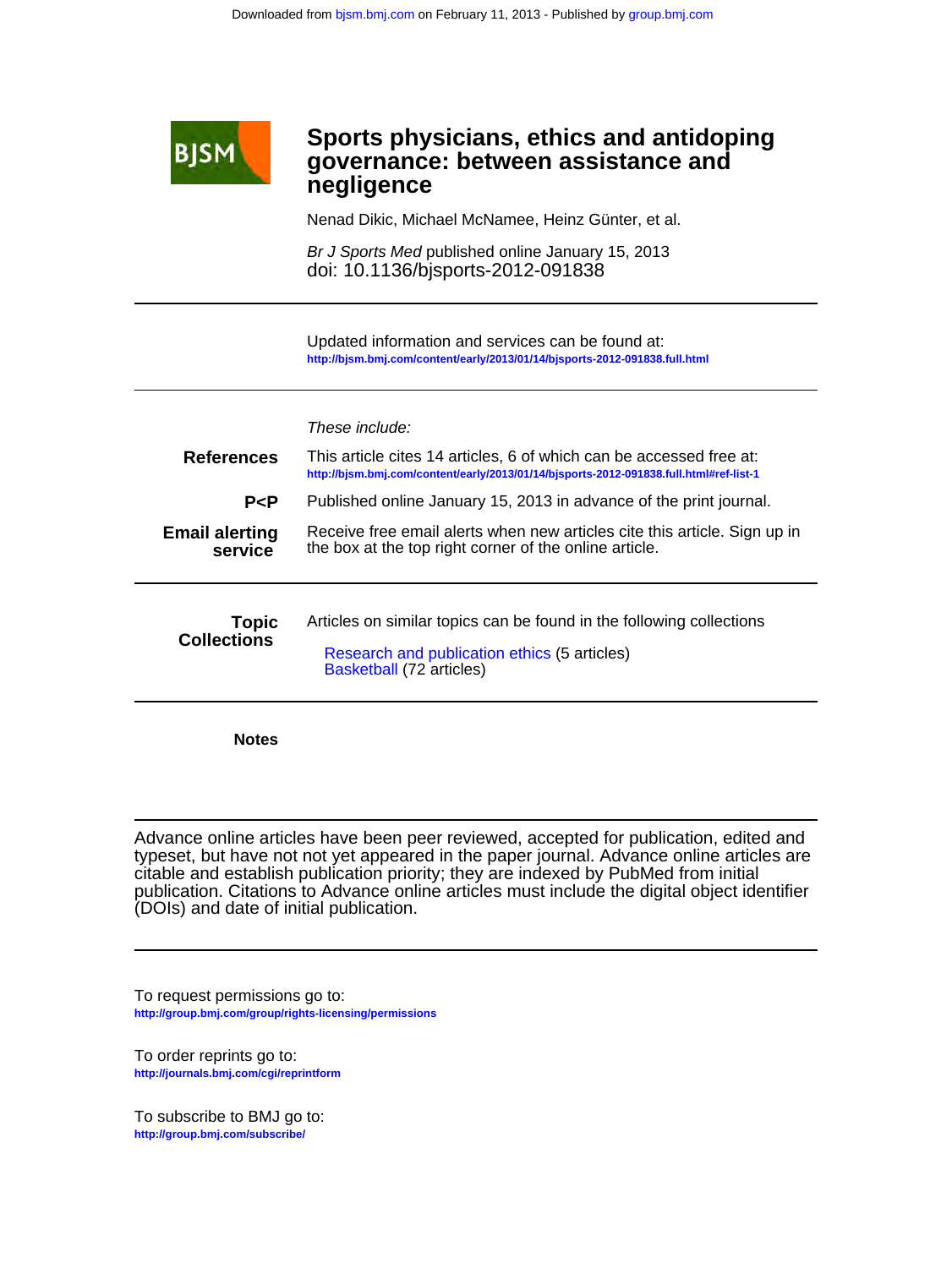# Sports physicians, ethics and antidoping governance: between assistance and negligence

Nenad Dikic, Michael McNamee, Heinz Günter, et al.

*Br J Sports Med* published online January 15, 2013
doi: 10.1136/bjsports-2012-091838

Updated information and services can be found at:
http://bjsm.bmj.com/content/early/2013/01/14/bjsports-2012-091838.full.html

*These include:*

**References**
This article cites 14 articles, 6 of which can be accessed free at:
http://bjsm.bmj.com/content/early/2013/01/14/bjsports-2012-091838.full.html#ref-list-1

**P<P**
Published online January 15, 2013 in advance of the print journal.

**Email alerting service**
Receive free email alerts when new articles cite this article. Sign up in the box at the top right corner of the online article.

**Topic Collections**
Articles on similar topics can be found in the following collections

Research and publication ethics (5 articles)
Basketball (72 articles)

**Notes**

Advance online articles have been peer reviewed, accepted for publication, edited and typeset, but have not not yet appeared in the paper journal. Advance online articles are citable and establish publication priority; they are indexed by PubMed from initial publication. Citations to Advance online articles must include the digital object identifier (DOIs) and date of initial publication.

To request permissions go to:
http://group.bmj.com/group/rights-licensing/permissions

To order reprints go to:
http://journals.bmj.com/cgi/reprintform

To subscribe to BMJ go to:
http://group.bmj.com/subscribe/